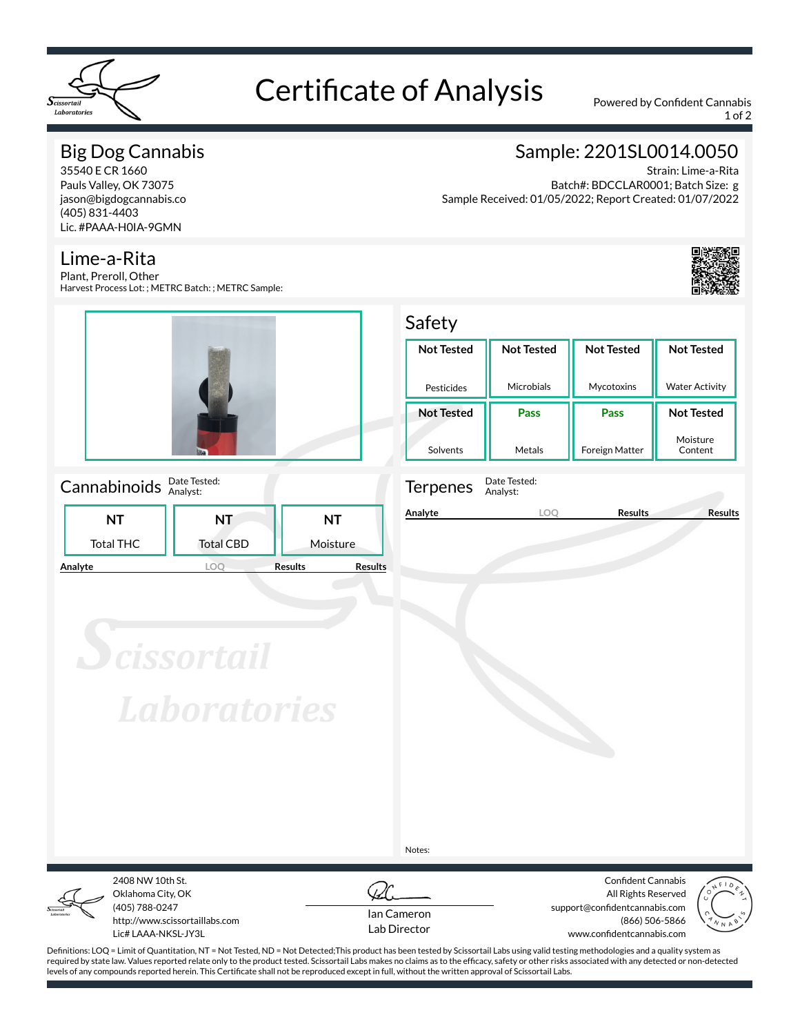# Certificate of Analysis

Powered by Confident Cannabis

## Big Dog Cannabis

35540 E CR 1660
Pauls Valley, OK 73075
jason@bigdogcannabis.co
(405) 831-4403
Lic. #PAAA-H0IA-9GMN

## Sample: 2201SL0014.0050

Strain: Lime-a-Rita
Batch#: BDCCLAR0001; Batch Size: g
Sample Received: 01/05/2022; Report Created: 01/07/2022

## Lime-a-Rita

Plant, Preroll, Other
Harvest Process Lot: ; METRC Batch: ; METRC Sample:

## Safety

| Pesticides | Microbials | Mycotoxins | Water Activity |
|---|---|---|---|
| Not Tested | Not Tested | Not Tested | Not Tested |

| Solvents | Metals | Foreign Matter | Moisture Content |
|---|---|---|---|
| Not Tested | Pass | Pass | Not Tested |

## Cannabinoids

Date Tested:
Analyst:

| Total THC | Total CBD | Moisture |
|---|---|---|
| NT | NT | NT |

| Analyte | LOQ | Results | Results |
|---|---|---|---|

## Terpenes

Date Tested:
Analyst:

| Analyte | LOQ | Results | Results |
|---|---|---|---|

Notes:

2408 NW 10th St.
Oklahoma City, OK
(405) 788-0247
http://www.scissortaillabs.com
Lic# LAAA-NKSL-JY3L

Ian Cameron
Lab Director

Confident Cannabis
All Rights Reserved
support@confidentcannabis.com
(866) 506-5866
www.confidentcannabis.com

Definitions: LOQ = Limit of Quantitation, NT = Not Tested, ND = Not Detected;This product has been tested by Scissortail Labs using valid testing methodologies and a quality system as required by state law. Values reported relate only to the product tested. Scissortail Labs makes no claims as to the efficacy, safety or other risks associated with any detected or non-detected levels of any compounds reported herein. This Certificate shall not be reproduced except in full, without the written approval of Scissortail Labs.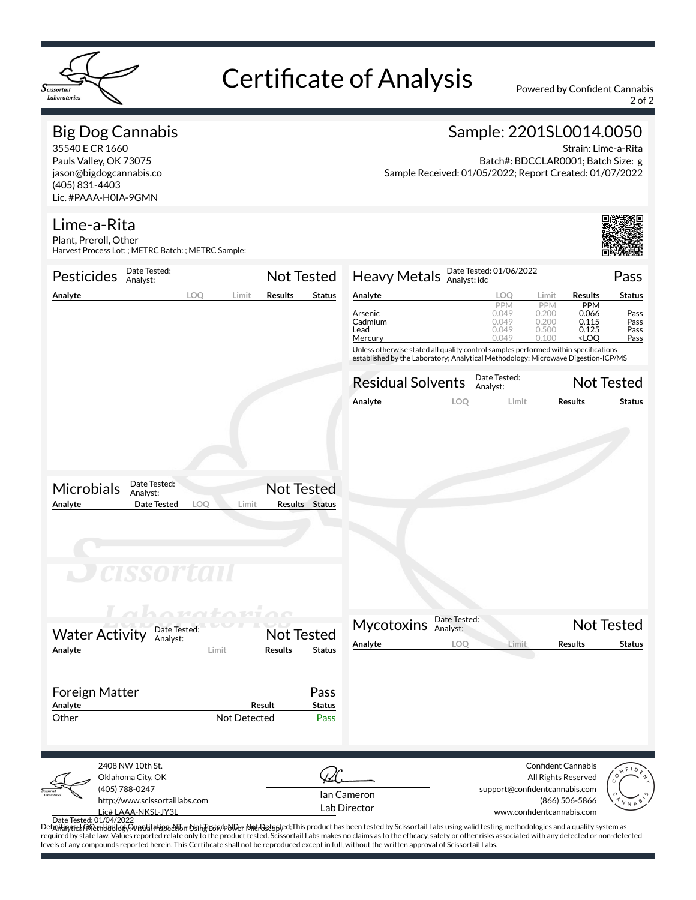# Certificate of Analysis

Powered by Confident Cannabis

## Big Dog Cannabis

35540 E CR 1660
Pauls Valley, OK 73075
jason@bigdogcannabis.co
(405) 831-4403
Lic. #PAAA-H0IA-9GMN

## Sample: 2201SL0014.0050

Strain: Lime-a-Rita
Batch#: BDCCLAR0001; Batch Size: g
Sample Received: 01/05/2022; Report Created: 01/07/2022

## Lime-a-Rita

Plant, Preroll, Other
Harvest Process Lot: ; METRC Batch: ; METRC Sample:

### Pesticides — Not Tested

Date Tested:
Analyst:

| Analyte | LOQ | Limit | Results | Status |
|---|---|---|---|---|

### Heavy Metals — Pass

Date Tested: 01/06/2022
Analyst: idc

| Analyte | LOQ | Limit | Results | Status |
|---|---|---|---|---|
| | PPM | PPM | PPM | |
| Arsenic | 0.049 | 0.200 | 0.066 | Pass |
| Cadmium | 0.049 | 0.200 | 0.115 | Pass |
| Lead | 0.049 | 0.500 | 0.125 | Pass |
| Mercury | 0.049 | 0.100 | <LOQ | Pass |

Unless otherwise stated all quality control samples performed within specifications established by the Laboratory; Analytical Methodology: Microwave Digestion-ICP/MS

### Residual Solvents — Not Tested

Date Tested:
Analyst:

| Analyte | LOQ | Limit | Results | Status |
|---|---|---|---|---|

### Microbials — Not Tested

Date Tested:
Analyst:

| Analyte | Date Tested | LOQ | Limit | Results | Status |
|---|---|---|---|---|---|

### Mycotoxins — Not Tested

Date Tested:
Analyst:

| Analyte | LOQ | Limit | Results | Status |
|---|---|---|---|---|

### Water Activity — Not Tested

Date Tested:
Analyst:

| Analyte | Limit | Results | Status |
|---|---|---|---|

### Foreign Matter — Pass

| Analyte | Result | Status |
|---|---|---|
| Other | Not Detected | Pass |

Date Tested: 01/04/2022
Analytical Methodology: Visual Inspection Using Low Power Microscopy

2408 NW 10th St.
Oklahoma City, OK
(405) 788-0247
http://www.scissortaillabs.com
Lic# LAAA-NKSL-JY3L

Ian Cameron
Lab Director

Confident Cannabis
All Rights Reserved
support@confidentcannabis.com
(866) 506-5866
www.confidentcannabis.com

Definitions: LOQ = Limit of Quantitation, NT = Not Tested, ND = Not Detected; This product has been tested by Scissortail Labs using valid testing methodologies and a quality system as required by state law. Values reported relate only to the product tested. Scissortail Labs makes no claims as to the efficacy, safety or other risks associated with any detected or non-detected levels of any compounds reported herein. This Certificate shall not be reproduced except in full, without the written approval of Scissortail Labs.